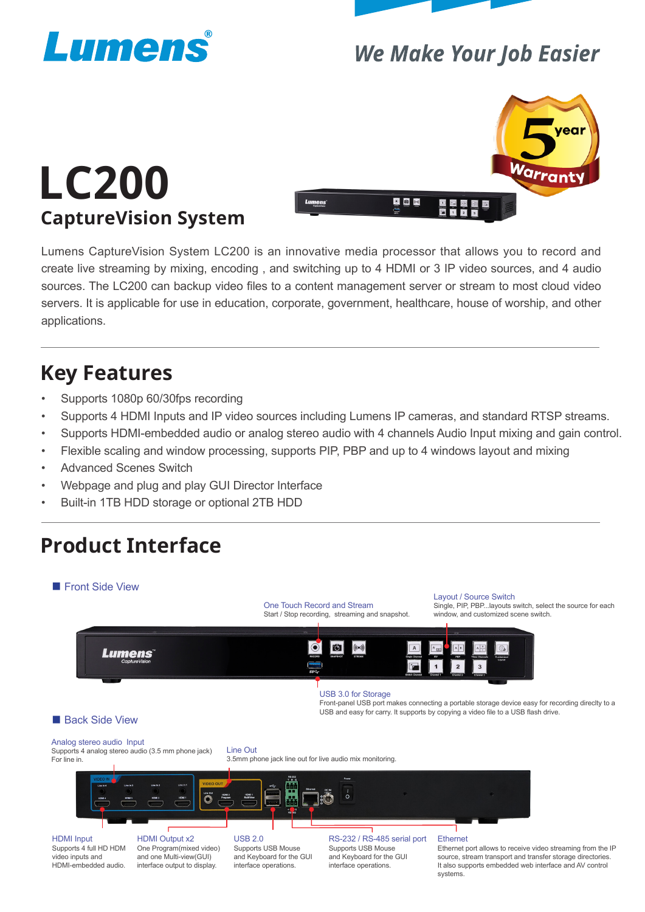Lumens®

*We Make Your Job Easier*

# LC200

## CaptureVision System

Lumens CaptureVision System LC200 is an innovative media processor that allows you to record and create live streaming by mixing, encoding , and switching up to 4 HDMI or 3 IP video sources, and 4 audio sources. The LC200 can backup video files to a content management server or stream to most cloud video servers. It is applicable for use in education, corporate, government, healthcare, house of worship, and other applications.

## Key Features

- Supports 1080p 60/30fps recording
- Supports 4 HDMI Inputs and IP video sources including Lumens IP cameras, and standard RTSP streams.
- Supports HDMI-embedded audio or analog stereo audio with 4 channels Audio Input mixing and gain control.
- Flexible scaling and window processing, supports PIP, PBP and up to 4 windows layout and mixing
- Advanced Scenes Switch
- Webpage and plug and play GUI Director Interface
- Built-in 1TB HDD storage or optional 2TB HDD

## Product Interface

### Front Side View

**One Touch Record and Stream**
Start / Stop recording, streaming and snapshot.

**Layout / Source Switch**
Single, PIP, PBP...layouts switch, select the source for each window, and customized scene switch.

**USB 3.0 for Storage**
Front-panel USB port makes connecting a portable storage device easy for recording directly to a USB and easy for carry. It supports by copying a video file to a USB flash drive.

### Back Side View

**Analog stereo audio Input**
Supports 4 analog stereo audio (3.5 mm phone jack) For line in.

**Line Out**
3.5mm phone jack line out for live audio mix monitoring.

**HDMI Input**
Supports 4 full HD HDM video inputs and HDMI-embedded audio.

**HDMI Output x2**
One Program(mixed video) and one Multi-view(GUI) interface output to display.

**USB 2.0**
Supports USB Mouse and Keyboard for the GUI interface operations.

**RS-232 / RS-485 serial port**
Supports USB Mouse and Keyboard for the GUI interface operations.

**Ethernet**
Ethernet port allows to receive video streaming from the IP source, stream transport and transfer storage directories. It also supports embedded web interface and AV control systems.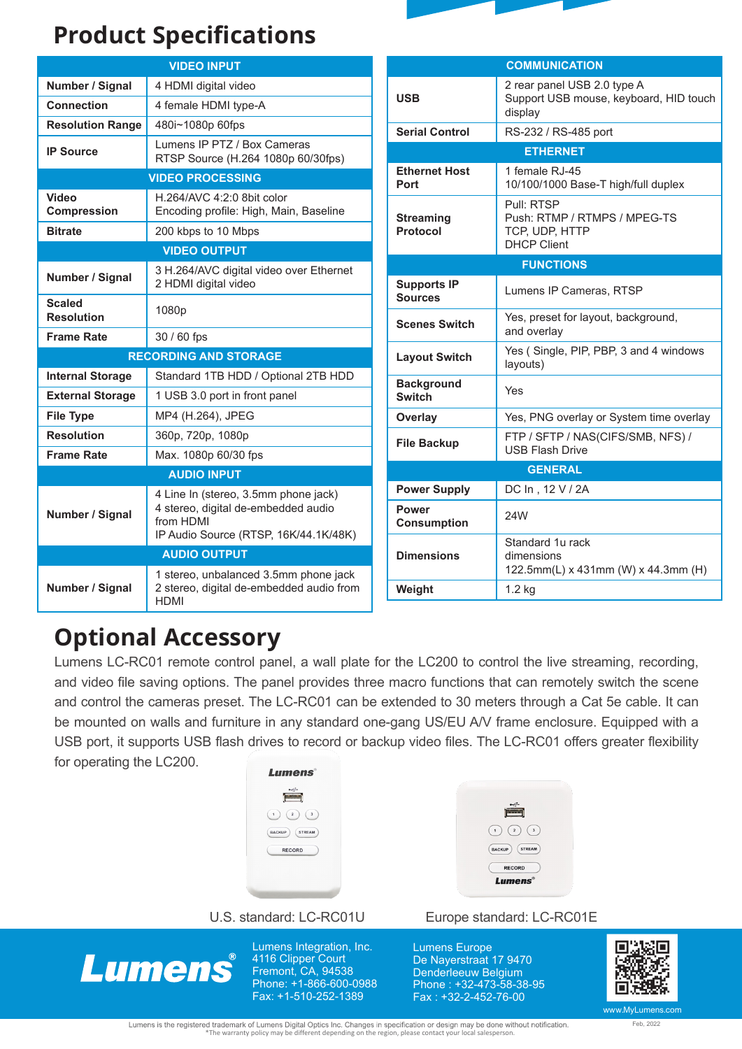# Product Specifications

| VIDEO INPUT | |
|---|---|
| **Number / Signal** | 4 HDMI digital video |
| **Connection** | 4 female HDMI type-A |
| **Resolution Range** | 480i~1080p 60fps |
| **IP Source** | Lumens IP PTZ / Box Cameras<br>RTSP Source (H.264 1080p 60/30fps) |
| **VIDEO PROCESSING** | |
| **Video Compression** | H.264/AVC 4:2:0 8bit color<br>Encoding profile: High, Main, Baseline |
| **Bitrate** | 200 kbps to 10 Mbps |
| **VIDEO OUTPUT** | |
| **Number / Signal** | 3 H.264/AVC digital video over Ethernet<br>2 HDMI digital video |
| **Scaled Resolution** | 1080p |
| **Frame Rate** | 30 / 60 fps |
| **RECORDING AND STORAGE** | |
| **Internal Storage** | Standard 1TB HDD / Optional 2TB HDD |
| **External Storage** | 1 USB 3.0 port in front panel |
| **File Type** | MP4 (H.264), JPEG |
| **Resolution** | 360p, 720p, 1080p |
| **Frame Rate** | Max. 1080p 60/30 fps |
| **AUDIO INPUT** | |
| **Number / Signal** | 4 Line In (stereo, 3.5mm phone jack)<br>4 stereo, digital de-embedded audio from HDMI<br>IP Audio Source (RTSP, 16K/44.1K/48K) |
| **AUDIO OUTPUT** | |
| **Number / Signal** | 1 stereo, unbalanced 3.5mm phone jack<br>2 stereo, digital de-embedded audio from HDMI |

| COMMUNICATION | |
|---|---|
| **USB** | 2 rear panel USB 2.0 type A<br>Support USB mouse, keyboard, HID touch display |
| **Serial Control** | RS-232 / RS-485 port |
| **ETHERNET** | |
| **Ethernet Host Port** | 1 female RJ-45<br>10/100/1000 Base-T high/full duplex |
| **Streaming Protocol** | Pull: RTSP<br>Push: RTMP / RTMPS / MPEG-TS<br>TCP, UDP, HTTP<br>DHCP Client |
| **FUNCTIONS** | |
| **Supports IP Sources** | Lumens IP Cameras, RTSP |
| **Scenes Switch** | Yes, preset for layout, background, and overlay |
| **Layout Switch** | Yes ( Single, PIP, PBP, 3 and 4 windows layouts) |
| **Background Switch** | Yes |
| **Overlay** | Yes, PNG overlay or System time overlay |
| **File Backup** | FTP / SFTP / NAS(CIFS/SMB, NFS) / USB Flash Drive |
| **GENERAL** | |
| **Power Supply** | DC In , 12 V / 2A |
| **Power Consumption** | 24W |
| **Dimensions** | Standard 1u rack dimensions<br>122.5mm(L) x 431mm (W) x 44.3mm (H) |
| **Weight** | 1.2 kg |

# Optional Accessory

Lumens LC-RC01 remote control panel, a wall plate for the LC200 to control the live streaming, recording, and video file saving options. The panel provides three macro functions that can remotely switch the scene and control the cameras preset. The LC-RC01 can be extended to 30 meters through a Cat 5e cable. It can be mounted on walls and furniture in any standard one-gang US/EU A/V frame enclosure. Equipped with a USB port, it supports USB flash drives to record or backup video files. The LC-RC01 offers greater flexibility for operating the LC200.

U.S. standard: LC-RC01U

Europe standard: LC-RC01E

Lumens®

Lumens Integration, Inc.
4116 Clipper Court
Fremont, CA, 94538
Phone: +1-866-600-0988
Fax: +1-510-252-1389

Lumens Europe
De Nayerstraat 17 9470
Denderleeuw Belgium
Phone : +32-473-58-38-95
Fax : +32-2-452-76-00

www.MyLumens.com

Lumens is the registered trademark of Lumens Digital Optics Inc. Changes in specification or design may be done without notification.
*The warranty policy may be different depending on the region, please contact your local salesperson.

Feb, 2022